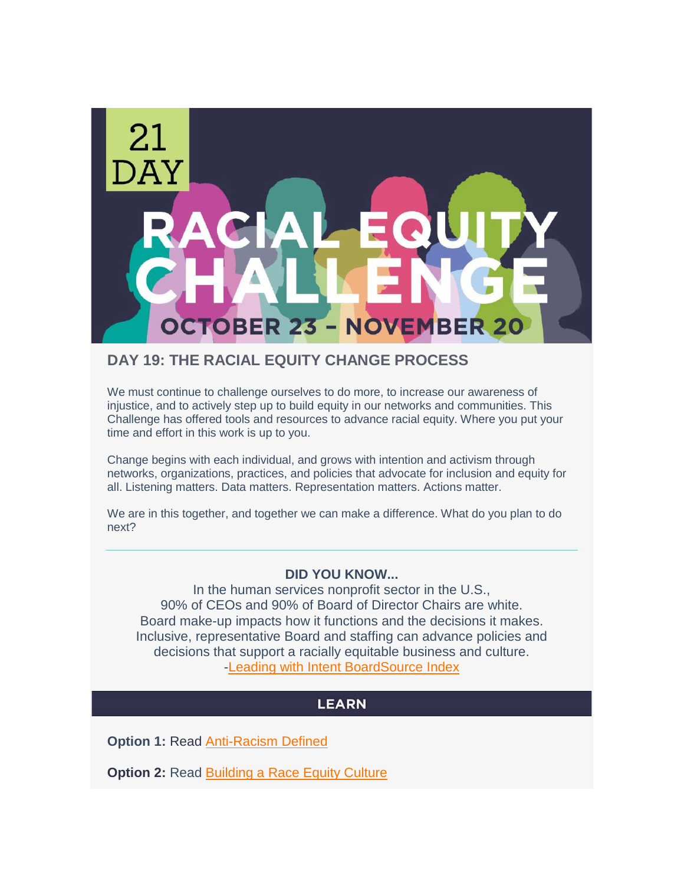21 DAY

# RACIAL EQUITY CHALLENGE

OCTOBER 23 – NOVEMBER 20

## DAY 19: THE RACIAL EQUITY CHANGE PROCESS

We must continue to challenge ourselves to do more, to increase our awareness of injustice, and to actively step up to build equity in our networks and communities. This Challenge has offered tools and resources to advance racial equity. Where you put your time and effort in this work is up to you.

Change begins with each individual, and grows with intention and activism through networks, organizations, practices, and policies that advocate for inclusion and equity for all. Listening matters. Data matters. Representation matters. Actions matter.

We are in this together, and together we can make a difference. What do you plan to do next?

---

**DID YOU KNOW...**

In the human services nonprofit sector in the U.S.,
90% of CEOs and 90% of Board of Director Chairs are white.
Board make-up impacts how it functions and the decisions it makes.
Inclusive, representative Board and staffing can advance policies and decisions that support a racially equitable business and culture.
-Leading with Intent BoardSource Index

## LEARN

**Option 1:** Read Anti-Racism Defined

**Option 2:** Read Building a Race Equity Culture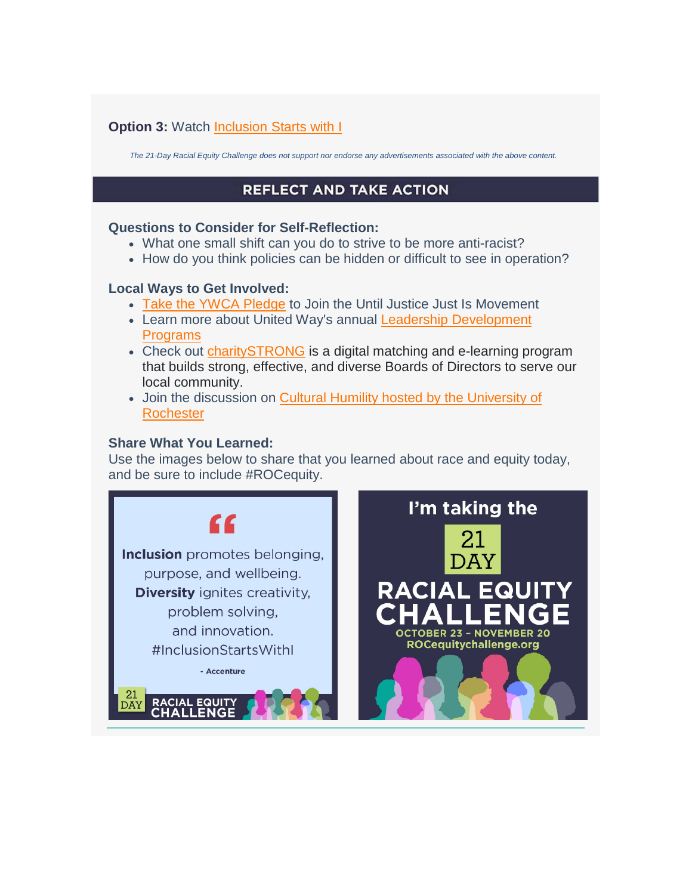**Option 3:** Watch Inclusion Starts with I

*The 21-Day Racial Equity Challenge does not support nor endorse any advertisements associated with the above content.*

## REFLECT AND TAKE ACTION

**Questions to Consider for Self-Reflection:**

- What one small shift can you do to strive to be more anti-racist?
- How do you think policies can be hidden or difficult to see in operation?

**Local Ways to Get Involved:**

- Take the YWCA Pledge to Join the Until Justice Just Is Movement
- Learn more about United Way's annual Leadership Development Programs
- Check out charitySTRONG is a digital matching and e-learning program that builds strong, effective, and diverse Boards of Directors to serve our local community.
- Join the discussion on Cultural Humility hosted by the University of Rochester

**Share What You Learned:**

Use the images below to share that you learned about race and equity today, and be sure to include #ROCequity.

"

**Inclusion** promotes belonging, purpose, and wellbeing. **Diversity** ignites creativity, problem solving, and innovation. #InclusionStartsWithI

- Accenture

21 DAY RACIAL EQUITY CHALLENGE

I'm taking the

21 DAY

RACIAL EQUITY CHALLENGE

OCTOBER 23 – NOVEMBER 20

ROCequitychallenge.org